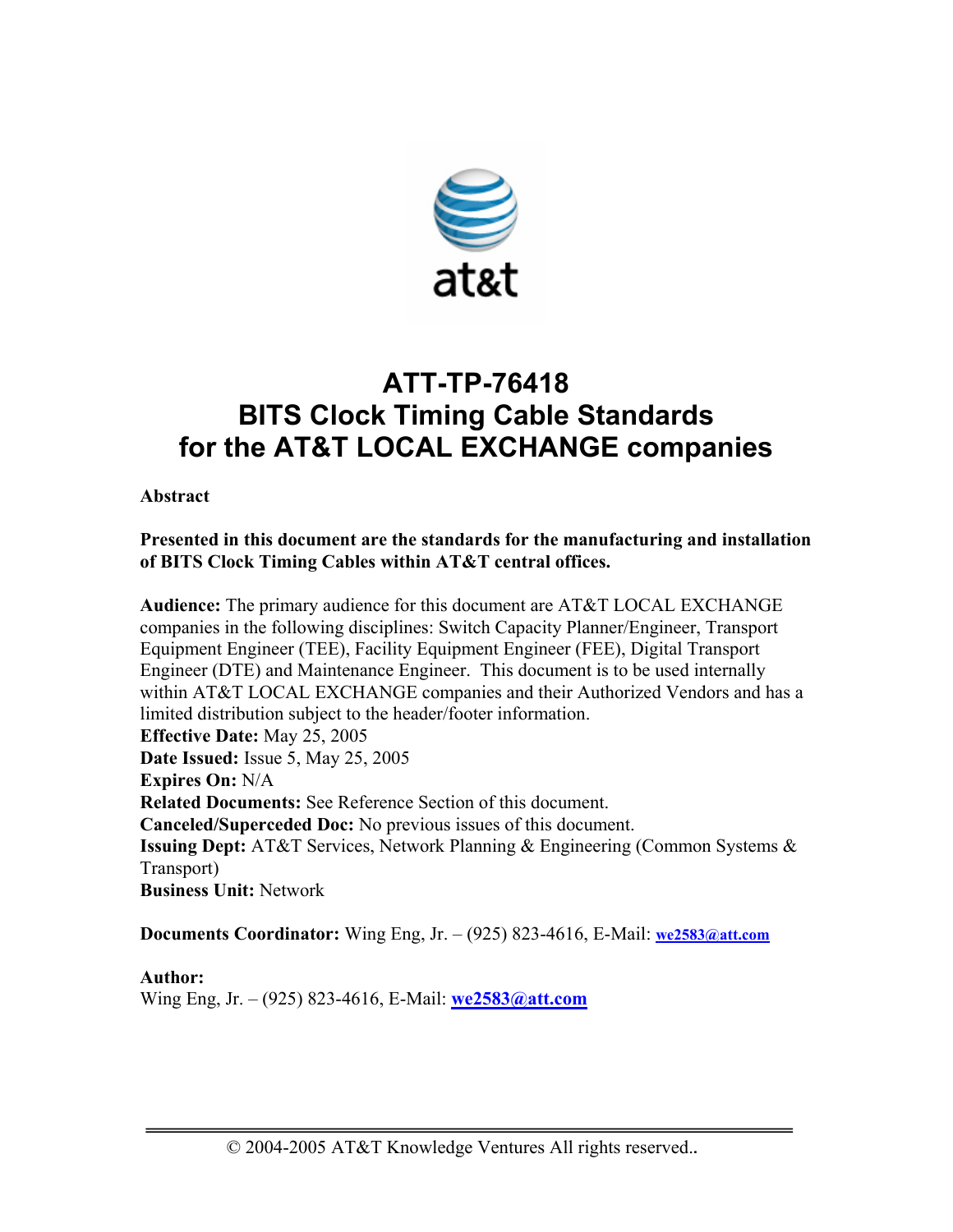# ATT-TP-76418
# BITS Clock Timing Cable Standards for the AT&T LOCAL EXCHANGE companies

**Abstract**

**Presented in this document are the standards for the manufacturing and installation of BITS Clock Timing Cables within AT&T central offices.**

**Audience:** The primary audience for this document are AT&T LOCAL EXCHANGE companies in the following disciplines: Switch Capacity Planner/Engineer, Transport Equipment Engineer (TEE), Facility Equipment Engineer (FEE), Digital Transport Engineer (DTE) and Maintenance Engineer. This document is to be used internally within AT&T LOCAL EXCHANGE companies and their Authorized Vendors and has a limited distribution subject to the header/footer information.
**Effective Date:** May 25, 2005
**Date Issued:** Issue 5, May 25, 2005
**Expires On:** N/A
**Related Documents:** See Reference Section of this document.
**Canceled/Superceded Doc:** No previous issues of this document.
**Issuing Dept:** AT&T Services, Network Planning & Engineering (Common Systems & Transport)
**Business Unit:** Network

**Documents Coordinator:** Wing Eng, Jr. – (925) 823-4616, E-Mail: we2583@att.com

**Author:**
Wing Eng, Jr. – (925) 823-4616, E-Mail: we2583@att.com

© 2004-2005 AT&T Knowledge Ventures All rights reserved..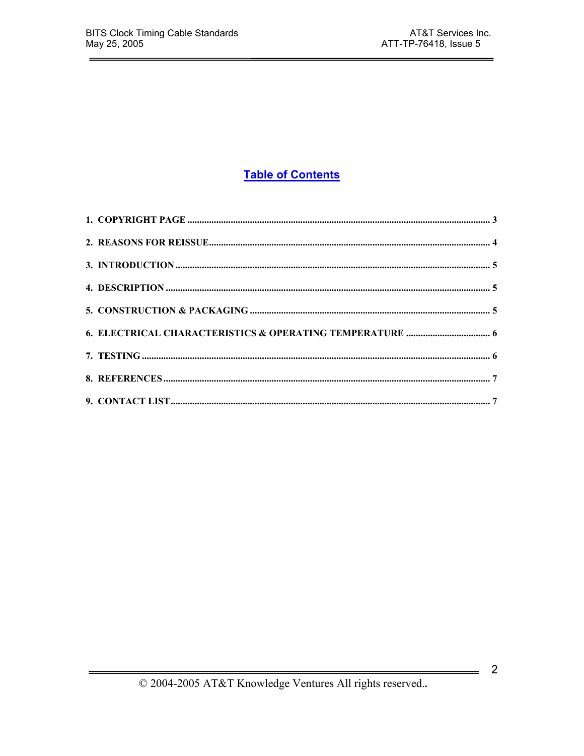# Table of Contents

1. COPYRIGHT PAGE ........................................ 3
2. REASONS FOR REISSUE ........................................ 4
3. INTRODUCTION ........................................ 5
4. DESCRIPTION ........................................ 5
5. CONSTRUCTION & PACKAGING ........................................ 5
6. ELECTRICAL CHARACTERISTICS & OPERATING TEMPERATURE ........................................ 6
7. TESTING ........................................ 6
8. REFERENCES ........................................ 7
9. CONTACT LIST ........................................ 7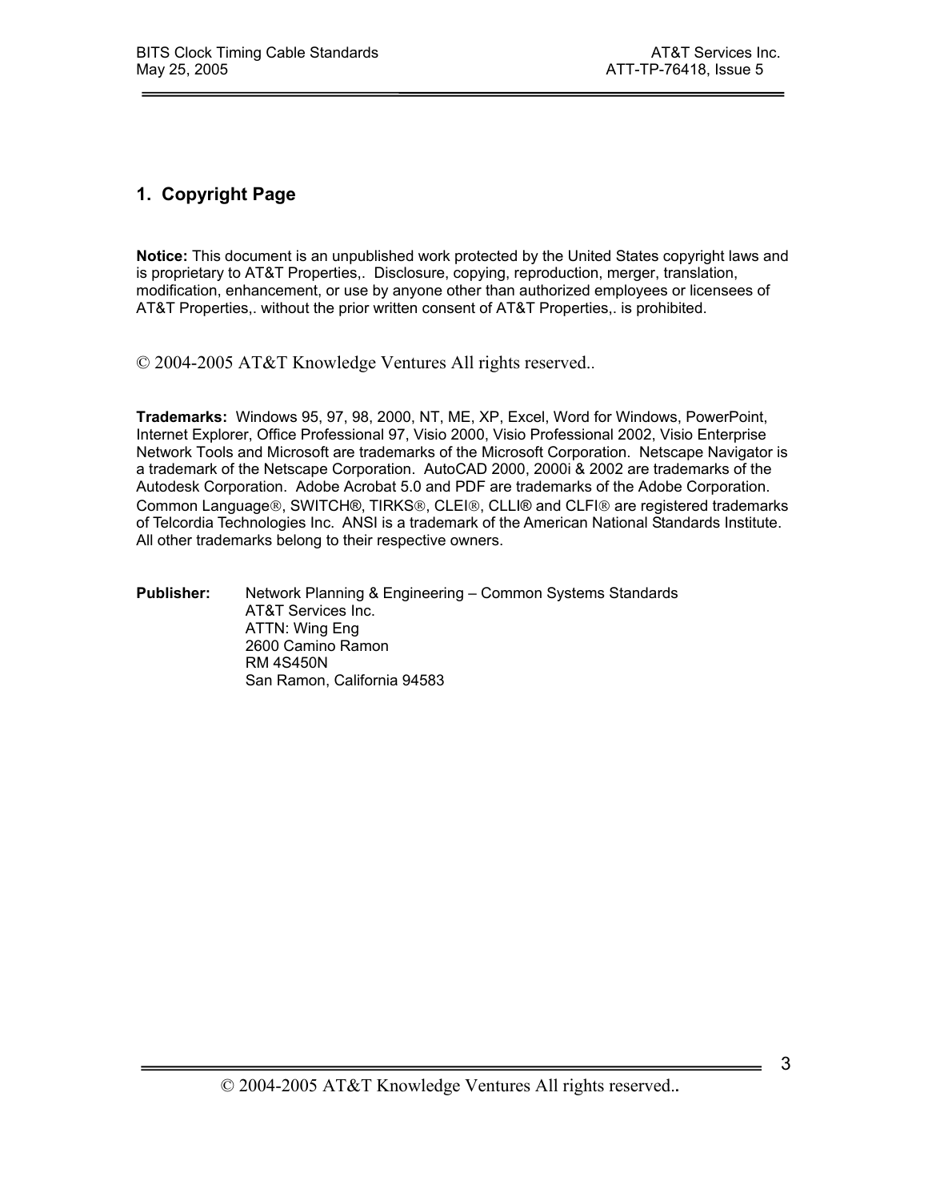# 1. Copyright Page

**Notice:** This document is an unpublished work protected by the United States copyright laws and is proprietary to AT&T Properties,. Disclosure, copying, reproduction, merger, translation, modification, enhancement, or use by anyone other than authorized employees or licensees of AT&T Properties,. without the prior written consent of AT&T Properties,. is prohibited.

© 2004-2005 AT&T Knowledge Ventures All rights reserved..

**Trademarks:** Windows 95, 97, 98, 2000, NT, ME, XP, Excel, Word for Windows, PowerPoint, Internet Explorer, Office Professional 97, Visio 2000, Visio Professional 2002, Visio Enterprise Network Tools and Microsoft are trademarks of the Microsoft Corporation. Netscape Navigator is a trademark of the Netscape Corporation. AutoCAD 2000, 2000i & 2002 are trademarks of the Autodesk Corporation. Adobe Acrobat 5.0 and PDF are trademarks of the Adobe Corporation. Common Language®, SWITCH®, TIRKS®, CLEI®, CLLI® and CLFI® are registered trademarks of Telcordia Technologies Inc. ANSI is a trademark of the American National Standards Institute. All other trademarks belong to their respective owners.

**Publisher:** Network Planning & Engineering – Common Systems Standards
AT&T Services Inc.
ATTN: Wing Eng
2600 Camino Ramon
RM 4S450N
San Ramon, California 94583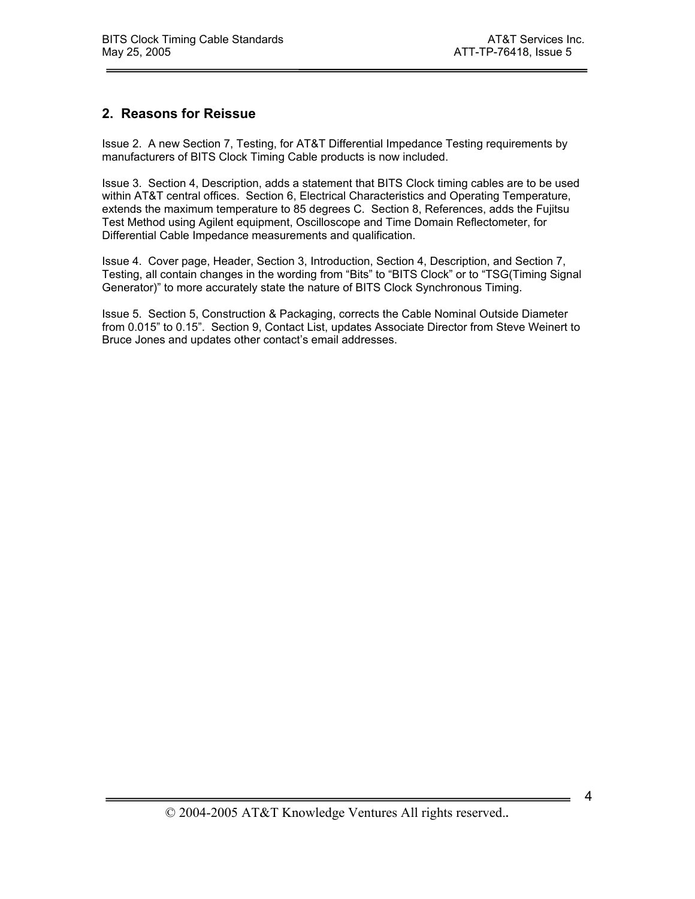## 2. Reasons for Reissue

Issue 2. A new Section 7, Testing, for AT&T Differential Impedance Testing requirements by manufacturers of BITS Clock Timing Cable products is now included.

Issue 3. Section 4, Description, adds a statement that BITS Clock timing cables are to be used within AT&T central offices. Section 6, Electrical Characteristics and Operating Temperature, extends the maximum temperature to 85 degrees C. Section 8, References, adds the Fujitsu Test Method using Agilent equipment, Oscilloscope and Time Domain Reflectometer, for Differential Cable Impedance measurements and qualification.

Issue 4. Cover page, Header, Section 3, Introduction, Section 4, Description, and Section 7, Testing, all contain changes in the wording from "Bits" to "BITS Clock" or to "TSG(Timing Signal Generator)" to more accurately state the nature of BITS Clock Synchronous Timing.

Issue 5. Section 5, Construction & Packaging, corrects the Cable Nominal Outside Diameter from 0.015" to 0.15". Section 9, Contact List, updates Associate Director from Steve Weinert to Bruce Jones and updates other contact's email addresses.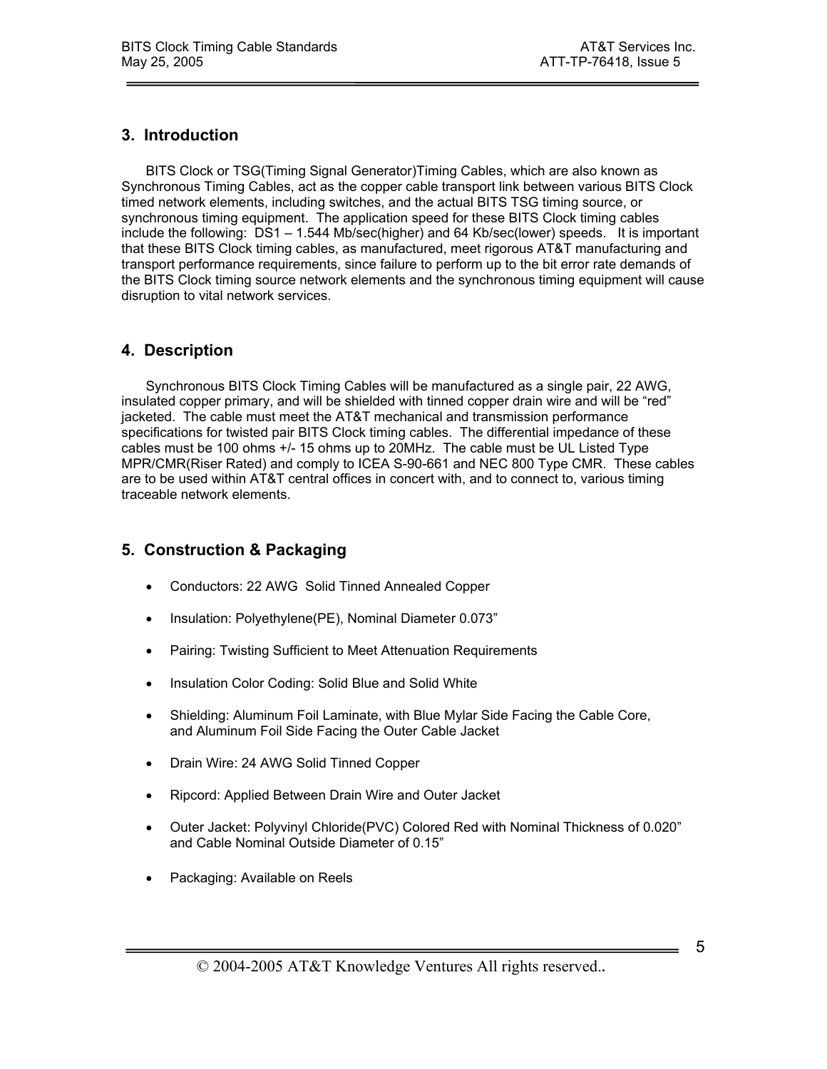## 3. Introduction

BITS Clock or TSG(Timing Signal Generator)Timing Cables, which are also known as Synchronous Timing Cables, act as the copper cable transport link between various BITS Clock timed network elements, including switches, and the actual BITS TSG timing source, or synchronous timing equipment. The application speed for these BITS Clock timing cables include the following: DS1 – 1.544 Mb/sec(higher) and 64 Kb/sec(lower) speeds. It is important that these BITS Clock timing cables, as manufactured, meet rigorous AT&T manufacturing and transport performance requirements, since failure to perform up to the bit error rate demands of the BITS Clock timing source network elements and the synchronous timing equipment will cause disruption to vital network services.

## 4. Description

Synchronous BITS Clock Timing Cables will be manufactured as a single pair, 22 AWG, insulated copper primary, and will be shielded with tinned copper drain wire and will be "red" jacketed. The cable must meet the AT&T mechanical and transmission performance specifications for twisted pair BITS Clock timing cables. The differential impedance of these cables must be 100 ohms +/- 15 ohms up to 20MHz. The cable must be UL Listed Type MPR/CMR(Riser Rated) and comply to ICEA S-90-661 and NEC 800 Type CMR. These cables are to be used within AT&T central offices in concert with, and to connect to, various timing traceable network elements.

## 5. Construction & Packaging

- Conductors: 22 AWG Solid Tinned Annealed Copper
- Insulation: Polyethylene(PE), Nominal Diameter 0.073"
- Pairing: Twisting Sufficient to Meet Attenuation Requirements
- Insulation Color Coding: Solid Blue and Solid White
- Shielding: Aluminum Foil Laminate, with Blue Mylar Side Facing the Cable Core, and Aluminum Foil Side Facing the Outer Cable Jacket
- Drain Wire: 24 AWG Solid Tinned Copper
- Ripcord: Applied Between Drain Wire and Outer Jacket
- Outer Jacket: Polyvinyl Chloride(PVC) Colored Red with Nominal Thickness of 0.020" and Cable Nominal Outside Diameter of 0.15"
- Packaging: Available on Reels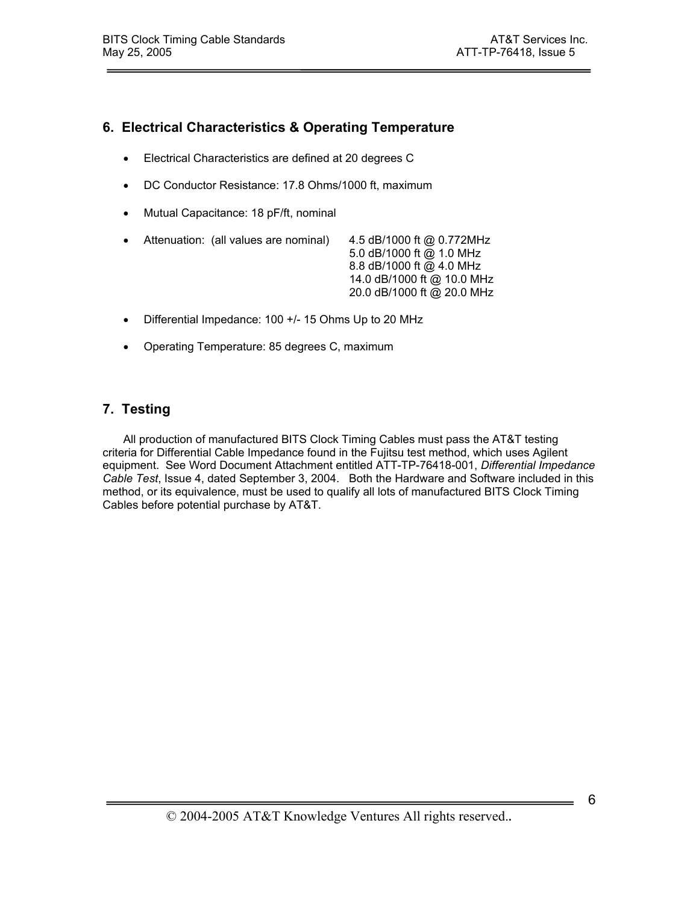## 6. Electrical Characteristics & Operating Temperature

- Electrical Characteristics are defined at 20 degrees C
- DC Conductor Resistance: 17.8 Ohms/1000 ft, maximum
- Mutual Capacitance: 18 pF/ft, nominal
- Attenuation: (all values are nominal)
  - 4.5 dB/1000 ft @ 0.772MHz
  - 5.0 dB/1000 ft @ 1.0 MHz
  - 8.8 dB/1000 ft @ 4.0 MHz
  - 14.0 dB/1000 ft @ 10.0 MHz
  - 20.0 dB/1000 ft @ 20.0 MHz
- Differential Impedance: 100 +/- 15 Ohms Up to 20 MHz
- Operating Temperature: 85 degrees C, maximum

## 7. Testing

All production of manufactured BITS Clock Timing Cables must pass the AT&T testing criteria for Differential Cable Impedance found in the Fujitsu test method, which uses Agilent equipment. See Word Document Attachment entitled ATT-TP-76418-001, *Differential Impedance Cable Test*, Issue 4, dated September 3, 2004. Both the Hardware and Software included in this method, or its equivalence, must be used to qualify all lots of manufactured BITS Clock Timing Cables before potential purchase by AT&T.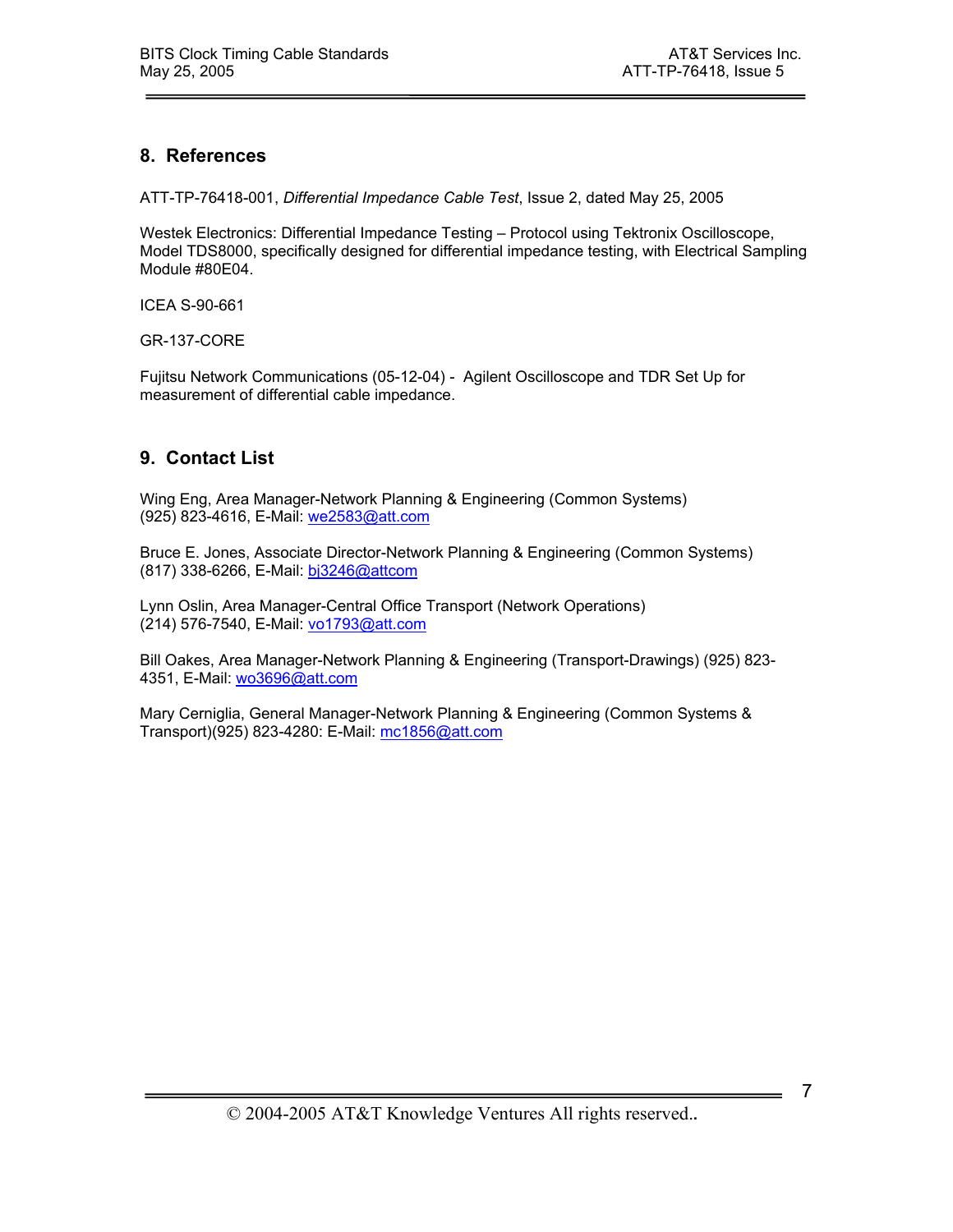## 8. References

ATT-TP-76418-001, *Differential Impedance Cable Test*, Issue 2, dated May 25, 2005

Westek Electronics: Differential Impedance Testing – Protocol using Tektronix Oscilloscope, Model TDS8000, specifically designed for differential impedance testing, with Electrical Sampling Module #80E04.

ICEA S-90-661

GR-137-CORE

Fujitsu Network Communications (05-12-04) - Agilent Oscilloscope and TDR Set Up for measurement of differential cable impedance.

## 9. Contact List

Wing Eng, Area Manager-Network Planning & Engineering (Common Systems)
(925) 823-4616, E-Mail: we2583@att.com

Bruce E. Jones, Associate Director-Network Planning & Engineering (Common Systems)
(817) 338-6266, E-Mail: bj3246@attcom

Lynn Oslin, Area Manager-Central Office Transport (Network Operations)
(214) 576-7540, E-Mail: vo1793@att.com

Bill Oakes, Area Manager-Network Planning & Engineering (Transport-Drawings) (925) 823-4351, E-Mail: wo3696@att.com

Mary Cerniglia, General Manager-Network Planning & Engineering (Common Systems & Transport)(925) 823-4280: E-Mail: mc1856@att.com

© 2004-2005 AT&T Knowledge Ventures All rights reserved..